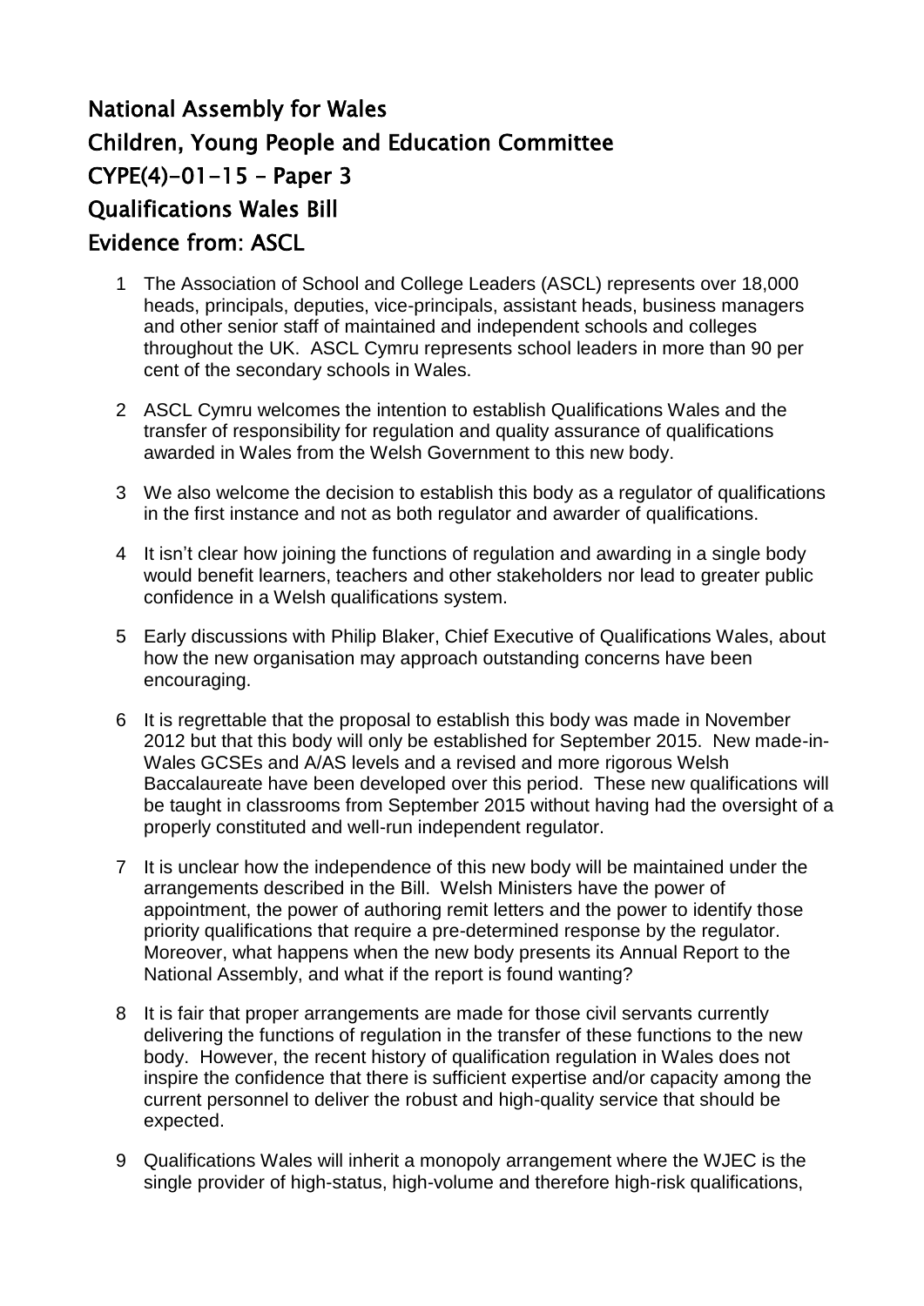# National Assembly for Wales
# Children, Young People and Education Committee
# CYPE(4)-01-15 – Paper 3
# Qualifications Wales Bill
# Evidence from: ASCL

1. The Association of School and College Leaders (ASCL) represents over 18,000 heads, principals, deputies, vice-principals, assistant heads, business managers and other senior staff of maintained and independent schools and colleges throughout the UK. ASCL Cymru represents school leaders in more than 90 per cent of the secondary schools in Wales.

2. ASCL Cymru welcomes the intention to establish Qualifications Wales and the transfer of responsibility for regulation and quality assurance of qualifications awarded in Wales from the Welsh Government to this new body.

3. We also welcome the decision to establish this body as a regulator of qualifications in the first instance and not as both regulator and awarder of qualifications.

4. It isn't clear how joining the functions of regulation and awarding in a single body would benefit learners, teachers and other stakeholders nor lead to greater public confidence in a Welsh qualifications system.

5. Early discussions with Philip Blaker, Chief Executive of Qualifications Wales, about how the new organisation may approach outstanding concerns have been encouraging.

6. It is regrettable that the proposal to establish this body was made in November 2012 but that this body will only be established for September 2015. New made-in-Wales GCSEs and A/AS levels and a revised and more rigorous Welsh Baccalaureate have been developed over this period. These new qualifications will be taught in classrooms from September 2015 without having had the oversight of a properly constituted and well-run independent regulator.

7. It is unclear how the independence of this new body will be maintained under the arrangements described in the Bill. Welsh Ministers have the power of appointment, the power of authoring remit letters and the power to identify those priority qualifications that require a pre-determined response by the regulator. Moreover, what happens when the new body presents its Annual Report to the National Assembly, and what if the report is found wanting?

8. It is fair that proper arrangements are made for those civil servants currently delivering the functions of regulation in the transfer of these functions to the new body. However, the recent history of qualification regulation in Wales does not inspire the confidence that there is sufficient expertise and/or capacity among the current personnel to deliver the robust and high-quality service that should be expected.

9. Qualifications Wales will inherit a monopoly arrangement where the WJEC is the single provider of high-status, high-volume and therefore high-risk qualifications,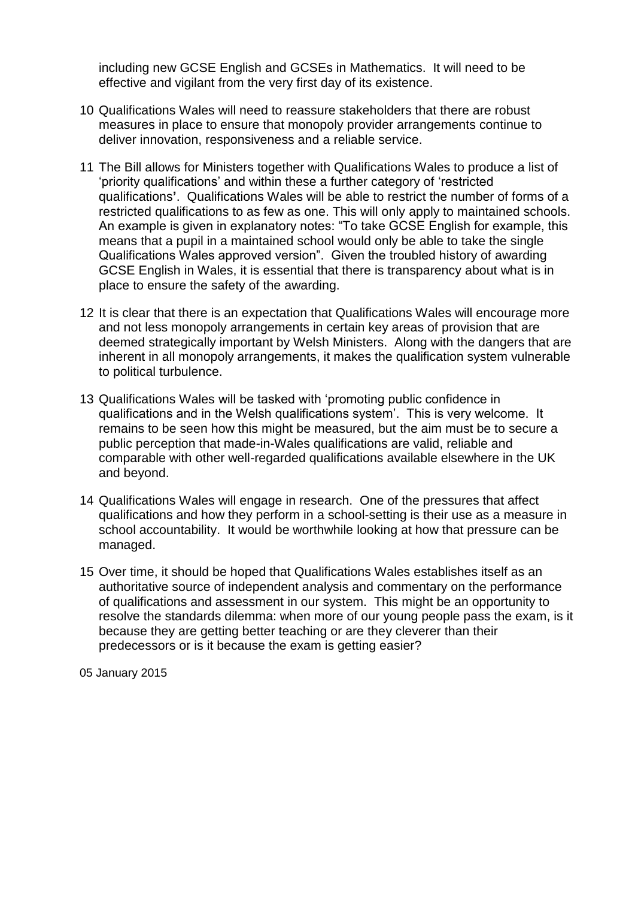including new GCSE English and GCSEs in Mathematics. It will need to be effective and vigilant from the very first day of its existence.

10 Qualifications Wales will need to reassure stakeholders that there are robust measures in place to ensure that monopoly provider arrangements continue to deliver innovation, responsiveness and a reliable service.

11 The Bill allows for Ministers together with Qualifications Wales to produce a list of 'priority qualifications' and within these a further category of 'restricted qualifications'. Qualifications Wales will be able to restrict the number of forms of a restricted qualifications to as few as one. This will only apply to maintained schools. An example is given in explanatory notes: "To take GCSE English for example, this means that a pupil in a maintained school would only be able to take the single Qualifications Wales approved version". Given the troubled history of awarding GCSE English in Wales, it is essential that there is transparency about what is in place to ensure the safety of the awarding.

12 It is clear that there is an expectation that Qualifications Wales will encourage more and not less monopoly arrangements in certain key areas of provision that are deemed strategically important by Welsh Ministers. Along with the dangers that are inherent in all monopoly arrangements, it makes the qualification system vulnerable to political turbulence.

13 Qualifications Wales will be tasked with 'promoting public confidence in qualifications and in the Welsh qualifications system'. This is very welcome. It remains to be seen how this might be measured, but the aim must be to secure a public perception that made-in-Wales qualifications are valid, reliable and comparable with other well-regarded qualifications available elsewhere in the UK and beyond.

14 Qualifications Wales will engage in research. One of the pressures that affect qualifications and how they perform in a school-setting is their use as a measure in school accountability. It would be worthwhile looking at how that pressure can be managed.

15 Over time, it should be hoped that Qualifications Wales establishes itself as an authoritative source of independent analysis and commentary on the performance of qualifications and assessment in our system. This might be an opportunity to resolve the standards dilemma: when more of our young people pass the exam, is it because they are getting better teaching or are they cleverer than their predecessors or is it because the exam is getting easier?

05 January 2015